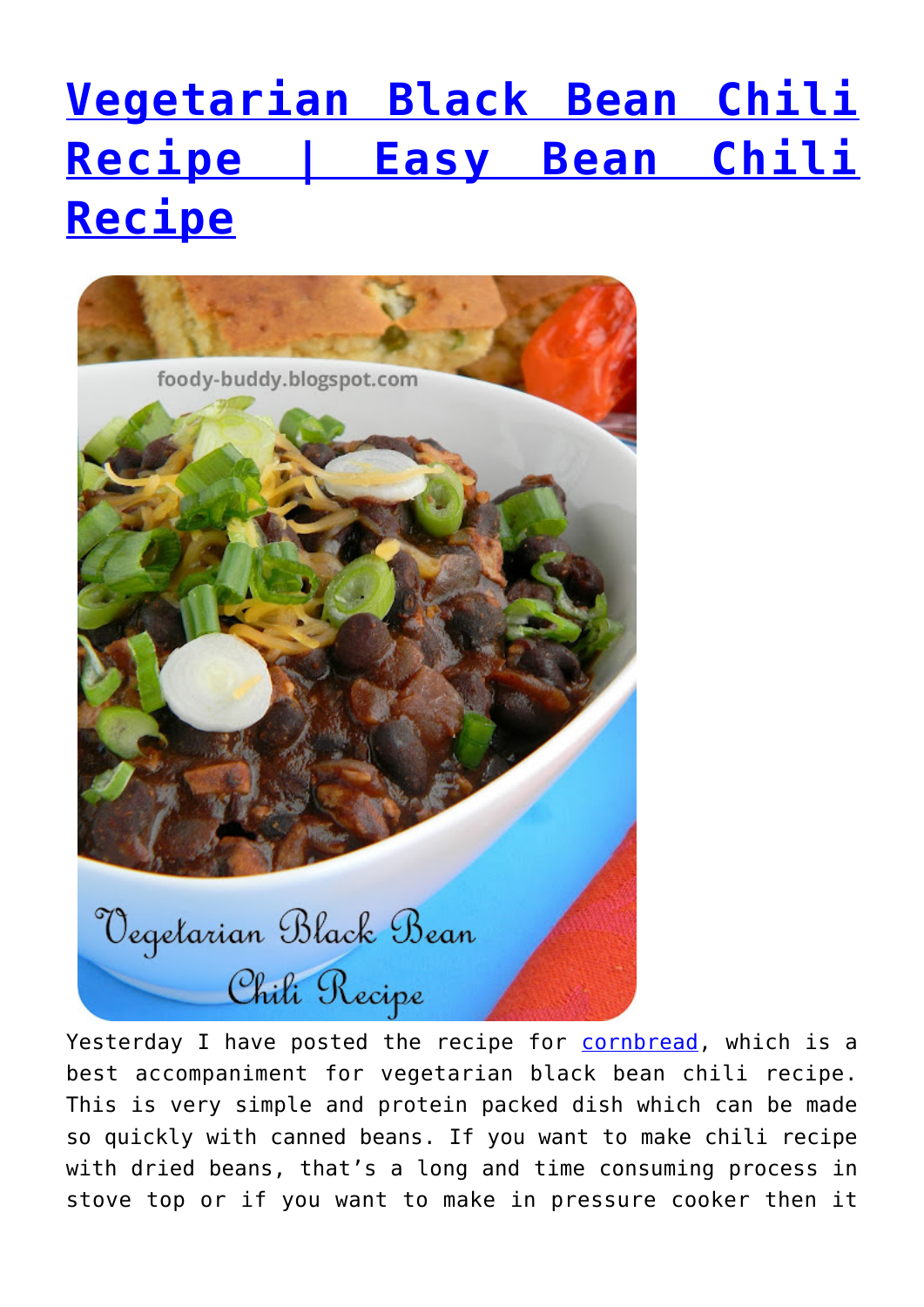# [Vegetarian Black Bean Chili Recipe | Easy Bean Chili Recipe]()

Yesterday I have posted the recipe for [cornbread](), which is a best accompaniment for vegetarian black bean chili recipe. This is very simple and protein packed dish which can be made so quickly with canned beans. If you want to make chili recipe with dried beans, that's a long and time consuming process in stove top or if you want to make in pressure cooker then it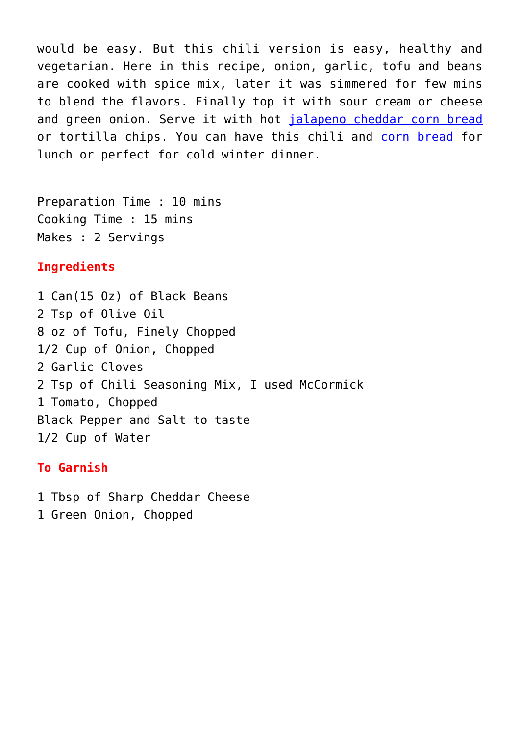would be easy. But this chili version is easy, healthy and vegetarian. Here in this recipe, onion, garlic, tofu and beans are cooked with spice mix, later it was simmered for few mins to blend the flavors. Finally top it with sour cream or cheese and green onion. Serve it with hot jalapeno cheddar corn bread or tortilla chips. You can have this chili and corn bread for lunch or perfect for cold winter dinner.

Preparation Time : 10 mins
Cooking Time : 15 mins
Makes : 2 Servings

### Ingredients

1 Can(15 Oz) of Black Beans
2 Tsp of Olive Oil
8 oz of Tofu, Finely Chopped
1/2 Cup of Onion, Chopped
2 Garlic Cloves
2 Tsp of Chili Seasoning Mix, I used McCormick
1 Tomato, Chopped
Black Pepper and Salt to taste
1/2 Cup of Water

### To Garnish

1 Tbsp of Sharp Cheddar Cheese
1 Green Onion, Chopped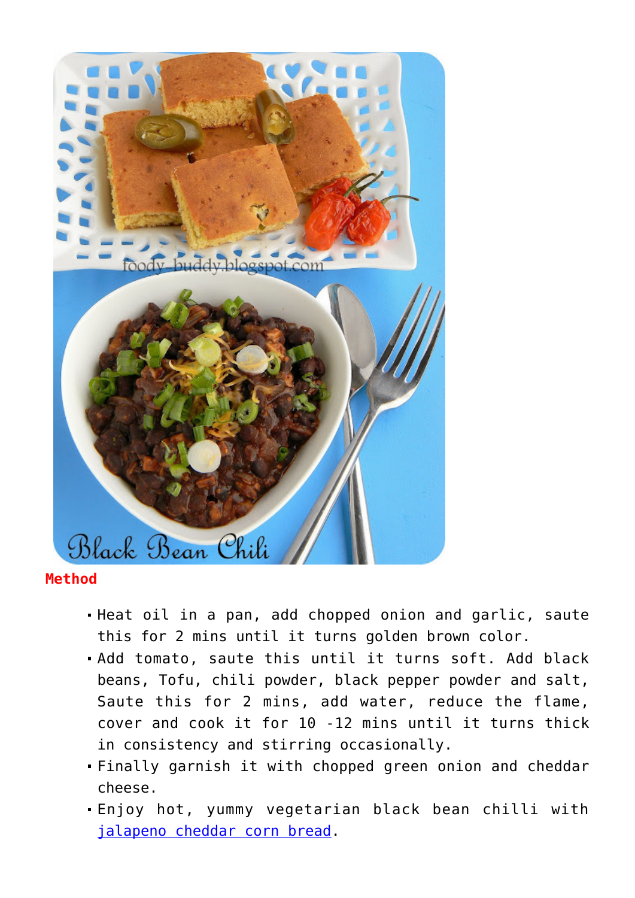**Method**

- Heat oil in a pan, add chopped onion and garlic, saute this for 2 mins until it turns golden brown color.
- Add tomato, saute this until it turns soft. Add black beans, Tofu, chili powder, black pepper powder and salt, Saute this for 2 mins, add water, reduce the flame, cover and cook it for 10 -12 mins until it turns thick in consistency and stirring occasionally.
- Finally garnish it with chopped green onion and cheddar cheese.
- Enjoy hot, yummy vegetarian black bean chilli with jalapeno cheddar corn bread.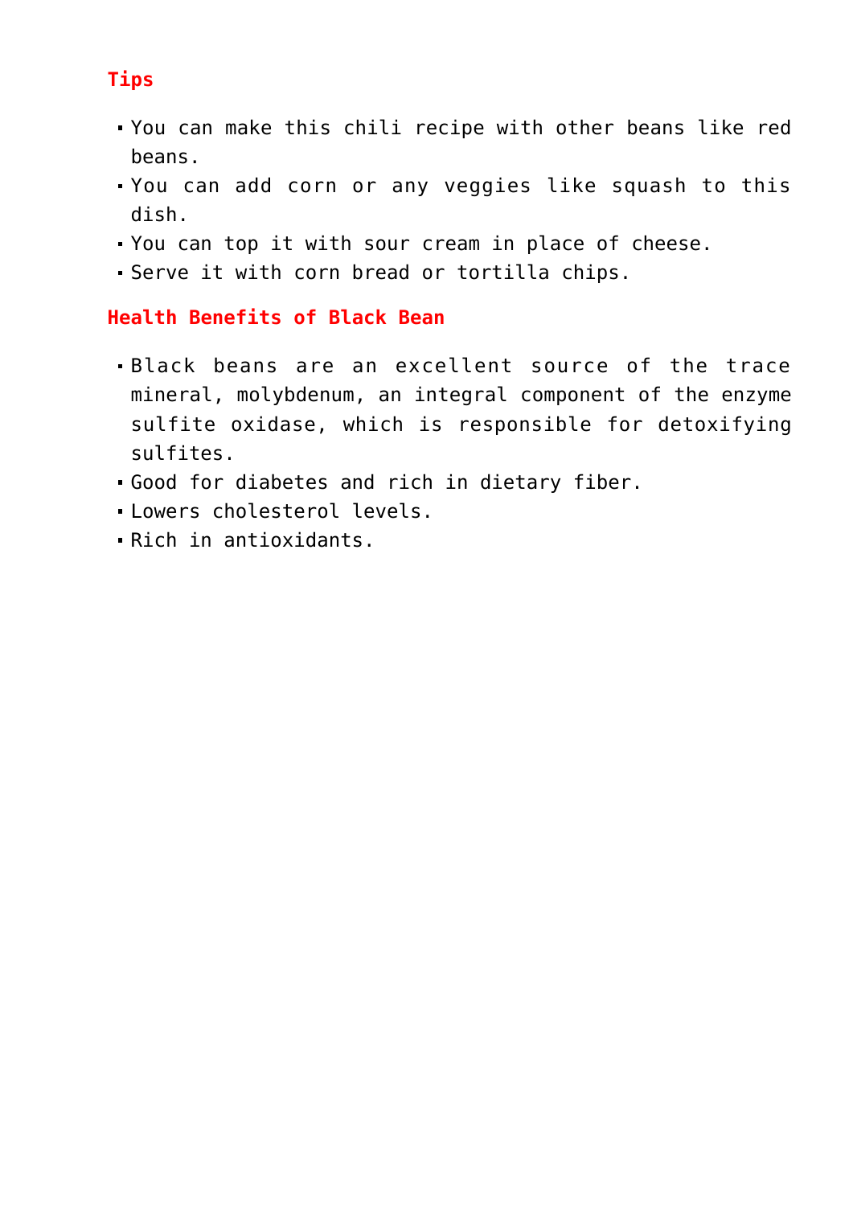## Tips

- You can make this chili recipe with other beans like red beans.
- You can add corn or any veggies like squash to this dish.
- You can top it with sour cream in place of cheese.
- Serve it with corn bread or tortilla chips.

## Health Benefits of Black Bean

- Black beans are an excellent source of the trace mineral, molybdenum, an integral component of the enzyme sulfite oxidase, which is responsible for detoxifying sulfites.
- Good for diabetes and rich in dietary fiber.
- Lowers cholesterol levels.
- Rich in antioxidants.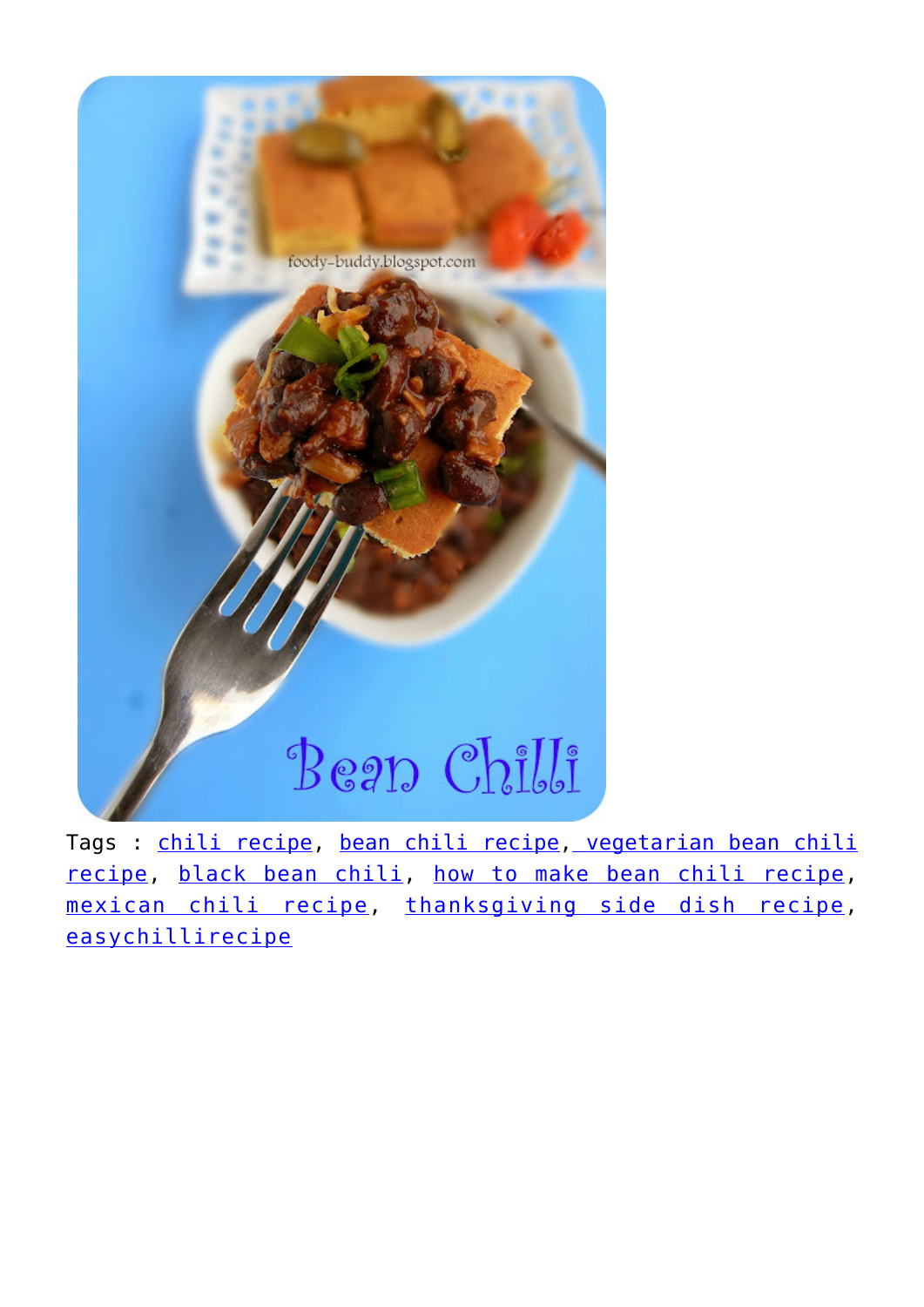Tags : chili recipe, bean chili recipe, vegetarian bean chili recipe, black bean chili, how to make bean chili recipe, mexican chili recipe, thanksgiving side dish recipe, easychillirecipe